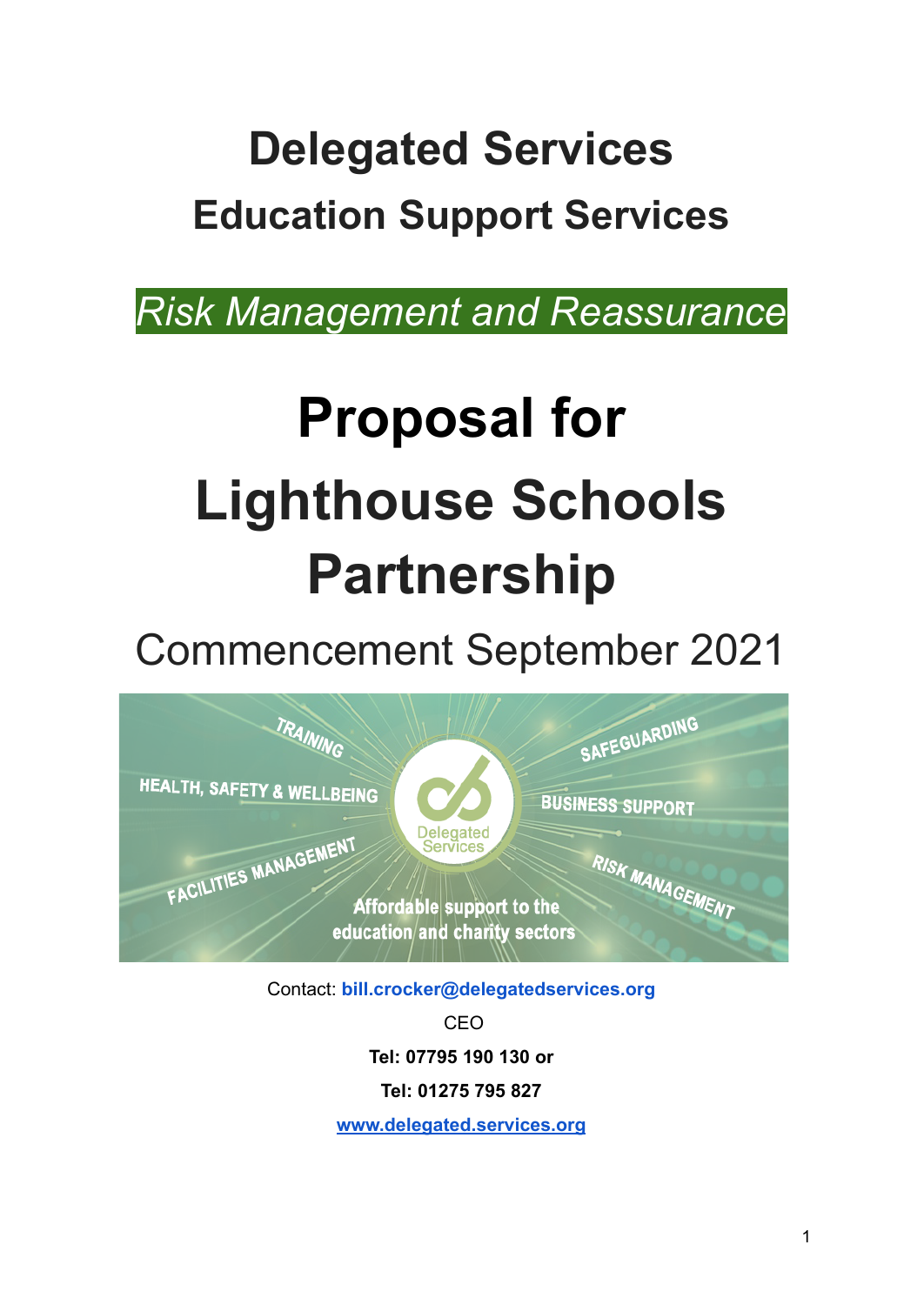# Delegated Services

## Education Support Services

*Risk Management and Reassurance*

# Proposal for Lighthouse Schools Partnership

Commencement September 2021

Contact: **bill.crocker@delegatedservices.org**

CEO

**Tel: 07795 190 130 or**

**Tel: 01275 795 827**

**www.delegated.services.org**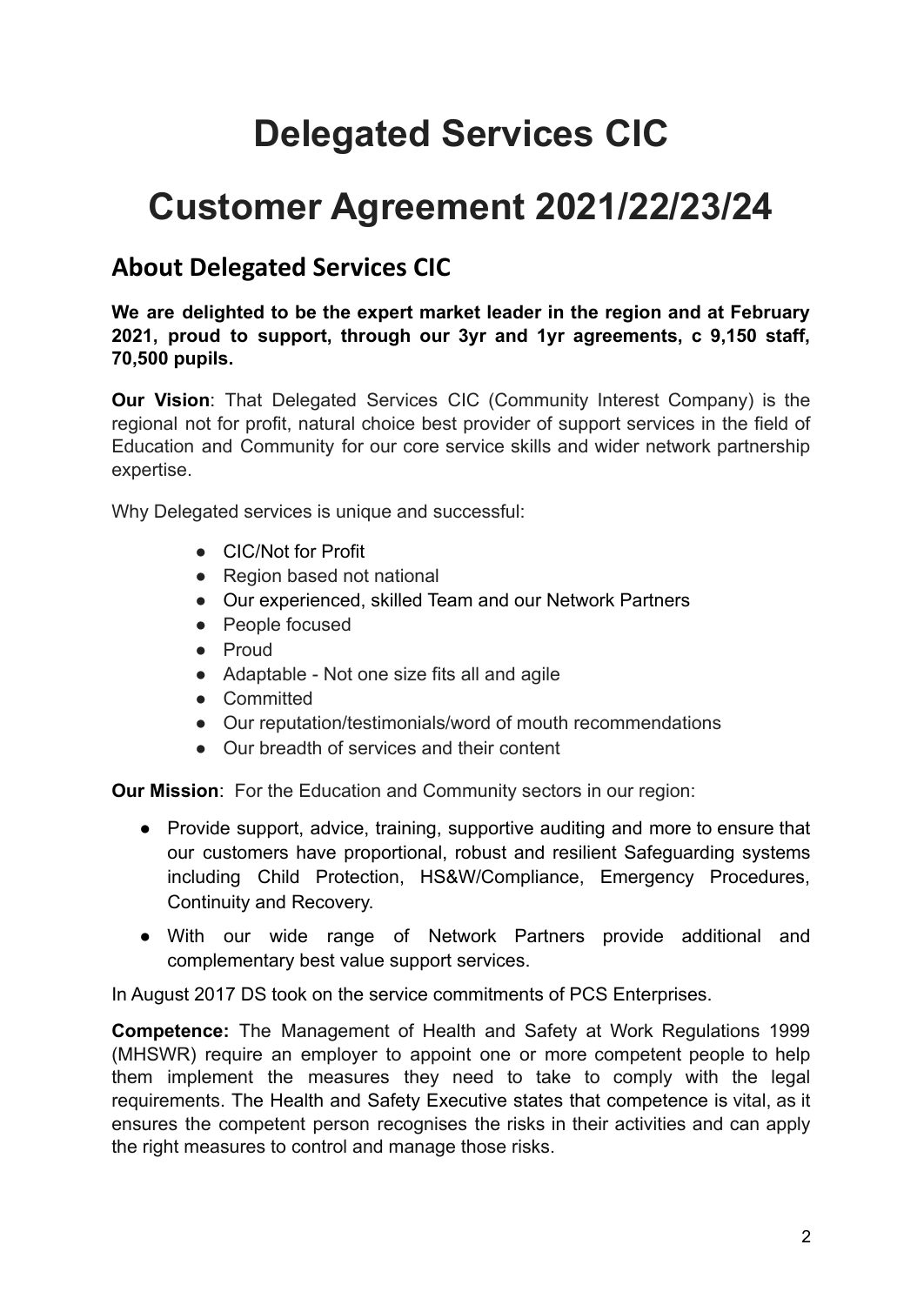# Delegated Services CIC

# Customer Agreement 2021/22/23/24

## About Delegated Services CIC

**We are delighted to be the expert market leader in the region and at February 2021, proud to support, through our 3yr and 1yr agreements, c 9,150 staff, 70,500 pupils.**

**Our Vision**: That Delegated Services CIC (Community Interest Company) is the regional not for profit, natural choice best provider of support services in the field of Education and Community for our core service skills and wider network partnership expertise.

Why Delegated services is unique and successful:

- CIC/Not for Profit
- Region based not national
- Our experienced, skilled Team and our Network Partners
- People focused
- Proud
- Adaptable - Not one size fits all and agile
- Committed
- Our reputation/testimonials/word of mouth recommendations
- Our breadth of services and their content

**Our Mission**: For the Education and Community sectors in our region:

- Provide support, advice, training, supportive auditing and more to ensure that our customers have proportional, robust and resilient Safeguarding systems including Child Protection, HS&W/Compliance, Emergency Procedures, Continuity and Recovery.
- With our wide range of Network Partners provide additional and complementary best value support services.

In August 2017 DS took on the service commitments of PCS Enterprises.

**Competence:** The Management of Health and Safety at Work Regulations 1999 (MHSWR) require an employer to appoint one or more competent people to help them implement the measures they need to take to comply with the legal requirements. The Health and Safety Executive states that competence is vital, as it ensures the competent person recognises the risks in their activities and can apply the right measures to control and manage those risks.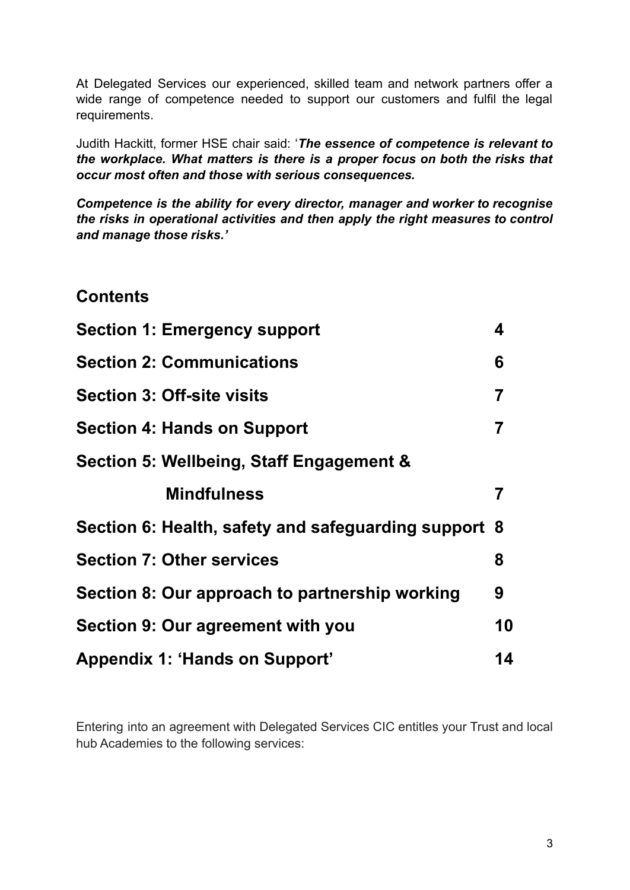At Delegated Services our experienced, skilled team and network partners offer a wide range of competence needed to support our customers and fulfil the legal requirements.

Judith Hackitt, former HSE chair said: '***The essence of competence is relevant to the workplace. What matters is there is a proper focus on both the risks that occur most often and those with serious consequences.***

***Competence is the ability for every director, manager and worker to recognise the risks in operational activities and then apply the right measures to control and manage those risks.'***

## Contents

| | |
|---|---|
| **Section 1: Emergency support** | **4** |
| **Section 2: Communications** | **6** |
| **Section 3: Off-site visits** | **7** |
| **Section 4: Hands on Support** | **7** |
| **Section 5: Wellbeing, Staff Engagement & Mindfulness** | **7** |
| **Section 6: Health, safety and safeguarding support** | **8** |
| **Section 7: Other services** | **8** |
| **Section 8: Our approach to partnership working** | **9** |
| **Section 9: Our agreement with you** | **10** |
| **Appendix 1: 'Hands on Support'** | **14** |

Entering into an agreement with Delegated Services CIC entitles your Trust and local hub Academies to the following services: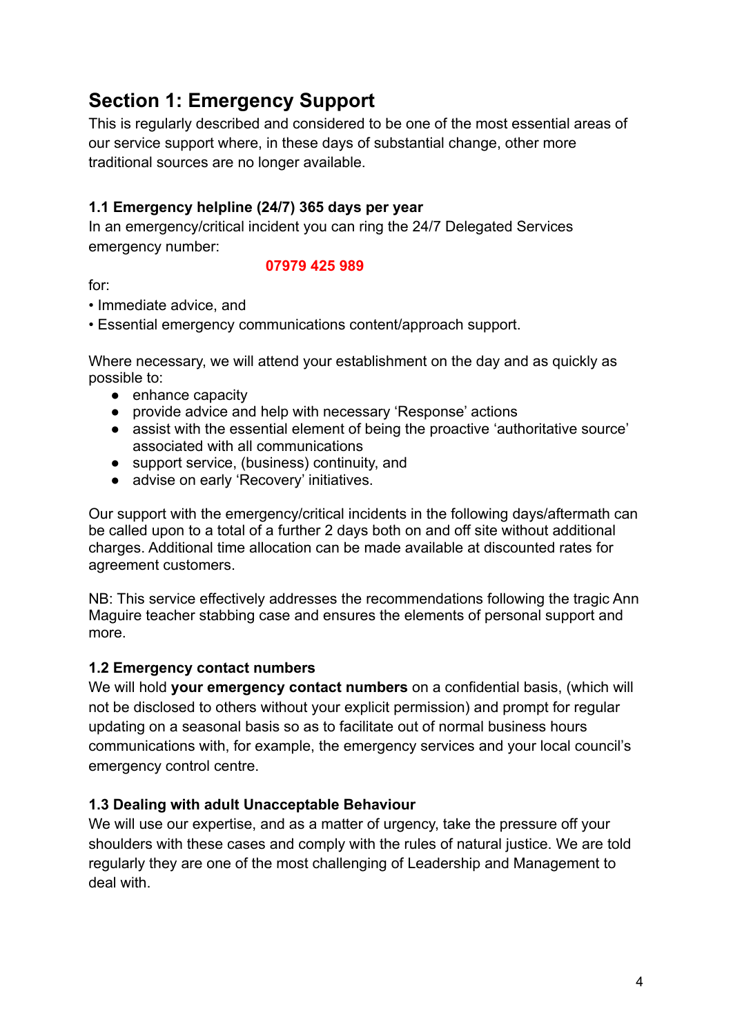## Section 1: Emergency Support

This is regularly described and considered to be one of the most essential areas of our service support where, in these days of substantial change, other more traditional sources are no longer available.

### 1.1 Emergency helpline (24/7) 365 days per year

In an emergency/critical incident you can ring the 24/7 Delegated Services emergency number:

**07979 425 989**

for:

• Immediate advice, and
• Essential emergency communications content/approach support.

Where necessary, we will attend your establishment on the day and as quickly as possible to:

- enhance capacity
- provide advice and help with necessary 'Response' actions
- assist with the essential element of being the proactive 'authoritative source' associated with all communications
- support service, (business) continuity, and
- advise on early 'Recovery' initiatives.

Our support with the emergency/critical incidents in the following days/aftermath can be called upon to a total of a further 2 days both on and off site without additional charges. Additional time allocation can be made available at discounted rates for agreement customers.

NB: This service effectively addresses the recommendations following the tragic Ann Maguire teacher stabbing case and ensures the elements of personal support and more.

### 1.2 Emergency contact numbers

We will hold **your emergency contact numbers** on a confidential basis, (which will not be disclosed to others without your explicit permission) and prompt for regular updating on a seasonal basis so as to facilitate out of normal business hours communications with, for example, the emergency services and your local council's emergency control centre.

### 1.3 Dealing with adult Unacceptable Behaviour

We will use our expertise, and as a matter of urgency, take the pressure off your shoulders with these cases and comply with the rules of natural justice. We are told regularly they are one of the most challenging of Leadership and Management to deal with.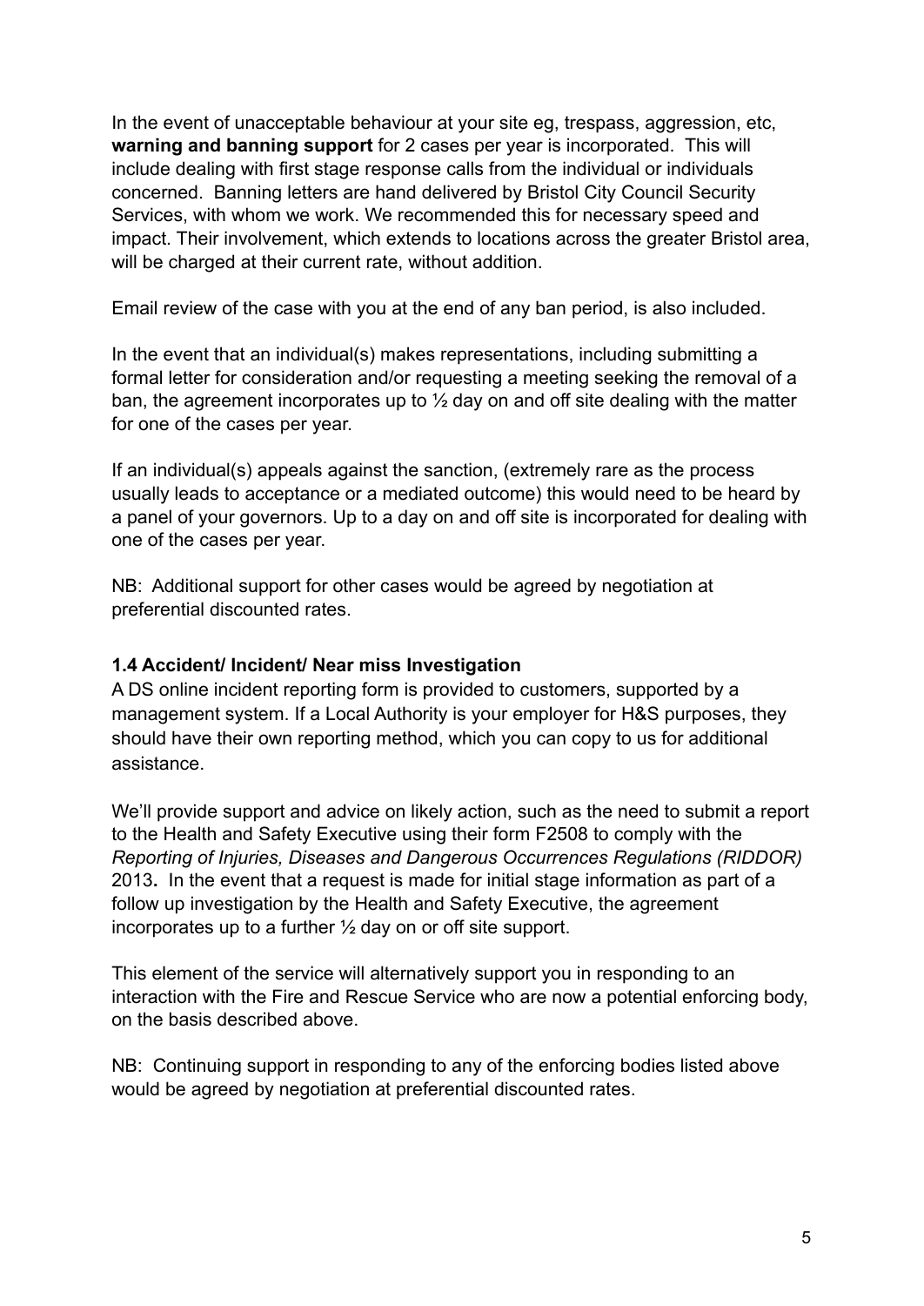In the event of unacceptable behaviour at your site eg, trespass, aggression, etc, **warning and banning support** for 2 cases per year is incorporated. This will include dealing with first stage response calls from the individual or individuals concerned. Banning letters are hand delivered by Bristol City Council Security Services, with whom we work. We recommended this for necessary speed and impact. Their involvement, which extends to locations across the greater Bristol area, will be charged at their current rate, without addition.

Email review of the case with you at the end of any ban period, is also included.

In the event that an individual(s) makes representations, including submitting a formal letter for consideration and/or requesting a meeting seeking the removal of a ban, the agreement incorporates up to ½ day on and off site dealing with the matter for one of the cases per year.

If an individual(s) appeals against the sanction, (extremely rare as the process usually leads to acceptance or a mediated outcome) this would need to be heard by a panel of your governors. Up to a day on and off site is incorporated for dealing with one of the cases per year.

NB: Additional support for other cases would be agreed by negotiation at preferential discounted rates.

### 1.4 Accident/ Incident/ Near miss Investigation

A DS online incident reporting form is provided to customers, supported by a management system. If a Local Authority is your employer for H&S purposes, they should have their own reporting method, which you can copy to us for additional assistance.

We'll provide support and advice on likely action, such as the need to submit a report to the Health and Safety Executive using their form F2508 to comply with the *Reporting of Injuries, Diseases and Dangerous Occurrences Regulations (RIDDOR)* 2013**.** In the event that a request is made for initial stage information as part of a follow up investigation by the Health and Safety Executive, the agreement incorporates up to a further ½ day on or off site support.

This element of the service will alternatively support you in responding to an interaction with the Fire and Rescue Service who are now a potential enforcing body, on the basis described above.

NB: Continuing support in responding to any of the enforcing bodies listed above would be agreed by negotiation at preferential discounted rates.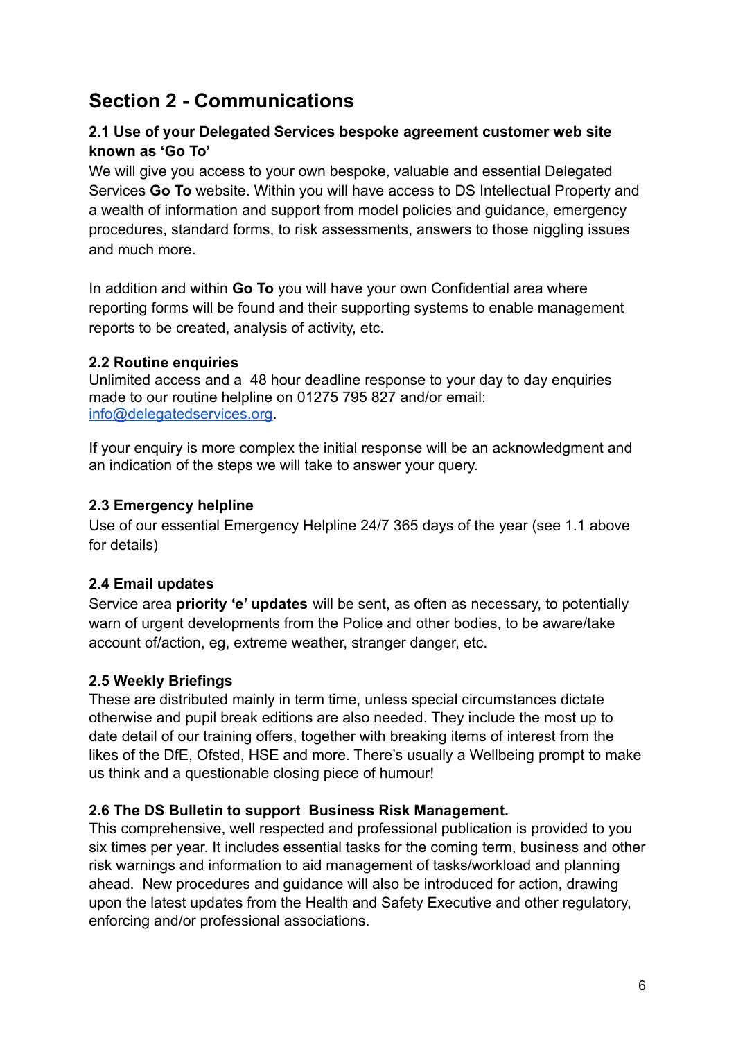## Section 2 - Communications

### 2.1 Use of your Delegated Services bespoke agreement customer web site known as 'Go To'

We will give you access to your own bespoke, valuable and essential Delegated Services **Go To** website. Within you will have access to DS Intellectual Property and a wealth of information and support from model policies and guidance, emergency procedures, standard forms, to risk assessments, answers to those niggling issues and much more.

In addition and within **Go To** you will have your own Confidential area where reporting forms will be found and their supporting systems to enable management reports to be created, analysis of activity, etc.

### 2.2 Routine enquiries

Unlimited access and a 48 hour deadline response to your day to day enquiries made to our routine helpline on 01275 795 827 and/or email: info@delegatedservices.org.

If your enquiry is more complex the initial response will be an acknowledgment and an indication of the steps we will take to answer your query.

### 2.3 Emergency helpline

Use of our essential Emergency Helpline 24/7 365 days of the year (see 1.1 above for details)

### 2.4 Email updates

Service area **priority 'e' updates** will be sent, as often as necessary, to potentially warn of urgent developments from the Police and other bodies, to be aware/take account of/action, eg, extreme weather, stranger danger, etc.

### 2.5 Weekly Briefings

These are distributed mainly in term time, unless special circumstances dictate otherwise and pupil break editions are also needed. They include the most up to date detail of our training offers, together with breaking items of interest from the likes of the DfE, Ofsted, HSE and more. There's usually a Wellbeing prompt to make us think and a questionable closing piece of humour!

### 2.6 The DS Bulletin to support Business Risk Management.

This comprehensive, well respected and professional publication is provided to you six times per year. It includes essential tasks for the coming term, business and other risk warnings and information to aid management of tasks/workload and planning ahead. New procedures and guidance will also be introduced for action, drawing upon the latest updates from the Health and Safety Executive and other regulatory, enforcing and/or professional associations.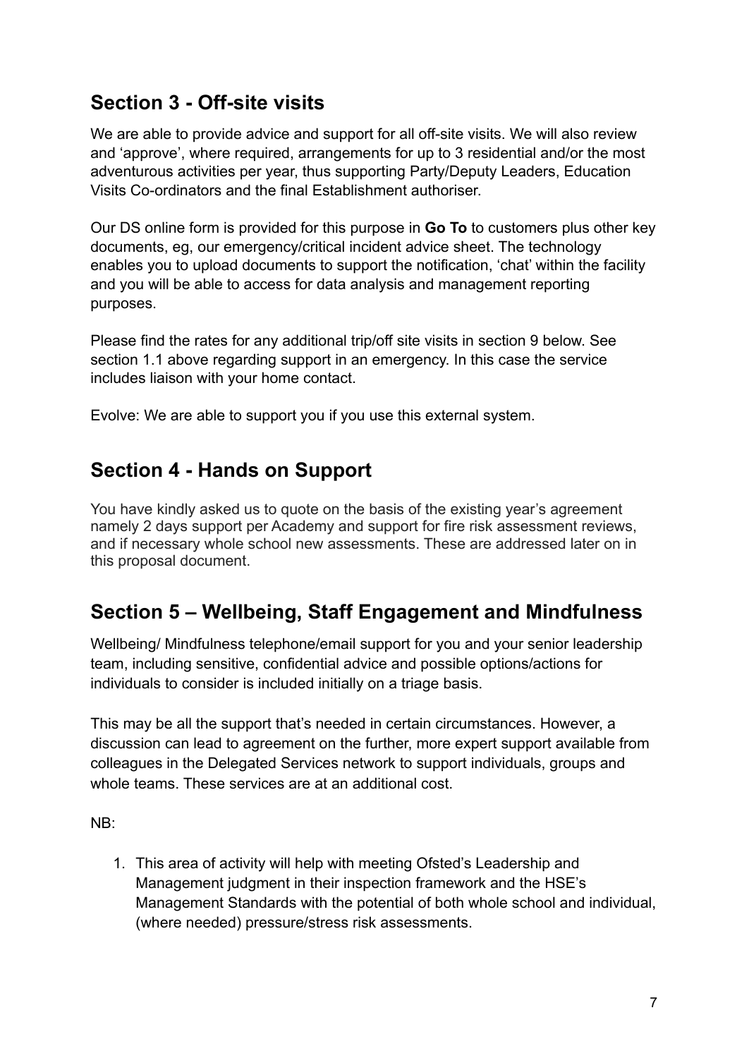## Section 3 - Off-site visits

We are able to provide advice and support for all off-site visits. We will also review and 'approve', where required, arrangements for up to 3 residential and/or the most adventurous activities per year, thus supporting Party/Deputy Leaders, Education Visits Co-ordinators and the final Establishment authoriser.

Our DS online form is provided for this purpose in **Go To** to customers plus other key documents, eg, our emergency/critical incident advice sheet. The technology enables you to upload documents to support the notification, 'chat' within the facility and you will be able to access for data analysis and management reporting purposes.

Please find the rates for any additional trip/off site visits in section 9 below. See section 1.1 above regarding support in an emergency. In this case the service includes liaison with your home contact.

Evolve: We are able to support you if you use this external system.

## Section 4 - Hands on Support

You have kindly asked us to quote on the basis of the existing year's agreement namely 2 days support per Academy and support for fire risk assessment reviews, and if necessary whole school new assessments. These are addressed later on in this proposal document.

## Section 5 – Wellbeing, Staff Engagement and Mindfulness

Wellbeing/ Mindfulness telephone/email support for you and your senior leadership team, including sensitive, confidential advice and possible options/actions for individuals to consider is included initially on a triage basis.

This may be all the support that's needed in certain circumstances. However, a discussion can lead to agreement on the further, more expert support available from colleagues in the Delegated Services network to support individuals, groups and whole teams. These services are at an additional cost.

NB:

1. This area of activity will help with meeting Ofsted's Leadership and Management judgment in their inspection framework and the HSE's Management Standards with the potential of both whole school and individual, (where needed) pressure/stress risk assessments.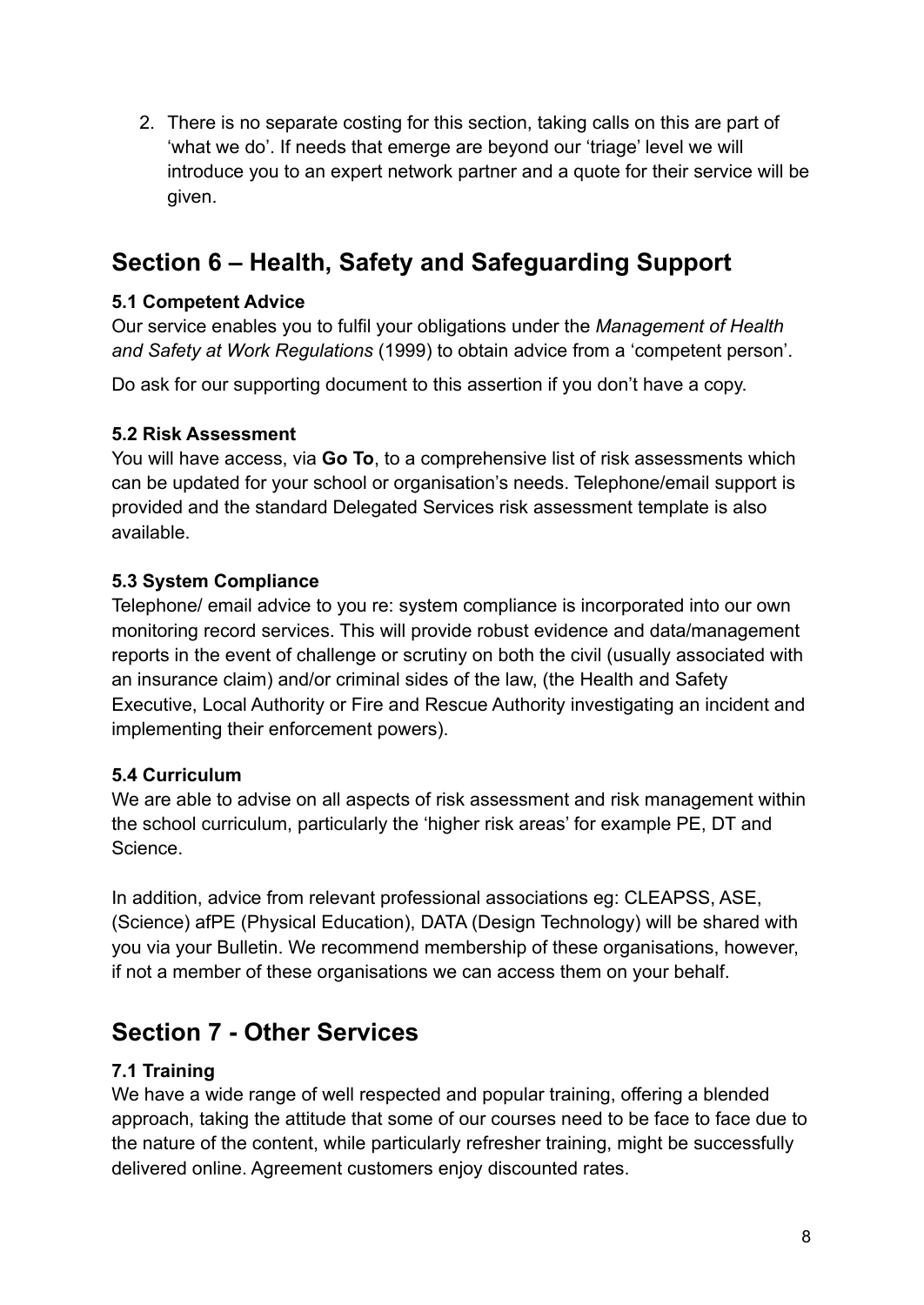2. There is no separate costing for this section, taking calls on this are part of 'what we do'. If needs that emerge are beyond our 'triage' level we will introduce you to an expert network partner and a quote for their service will be given.

## Section 6 – Health, Safety and Safeguarding Support

#### 5.1 Competent Advice

Our service enables you to fulfil your obligations under the *Management of Health and Safety at Work Regulations* (1999) to obtain advice from a 'competent person'.

Do ask for our supporting document to this assertion if you don't have a copy.

#### 5.2 Risk Assessment

You will have access, via **Go To**, to a comprehensive list of risk assessments which can be updated for your school or organisation's needs. Telephone/email support is provided and the standard Delegated Services risk assessment template is also available.

#### 5.3 System Compliance

Telephone/ email advice to you re: system compliance is incorporated into our own monitoring record services. This will provide robust evidence and data/management reports in the event of challenge or scrutiny on both the civil (usually associated with an insurance claim) and/or criminal sides of the law, (the Health and Safety Executive, Local Authority or Fire and Rescue Authority investigating an incident and implementing their enforcement powers).

#### 5.4 Curriculum

We are able to advise on all aspects of risk assessment and risk management within the school curriculum, particularly the 'higher risk areas' for example PE, DT and Science.

In addition, advice from relevant professional associations eg: CLEAPSS, ASE, (Science) afPE (Physical Education), DATA (Design Technology) will be shared with you via your Bulletin. We recommend membership of these organisations, however, if not a member of these organisations we can access them on your behalf.

## Section 7 - Other Services

#### 7.1 Training

We have a wide range of well respected and popular training, offering a blended approach, taking the attitude that some of our courses need to be face to face due to the nature of the content, while particularly refresher training, might be successfully delivered online. Agreement customers enjoy discounted rates.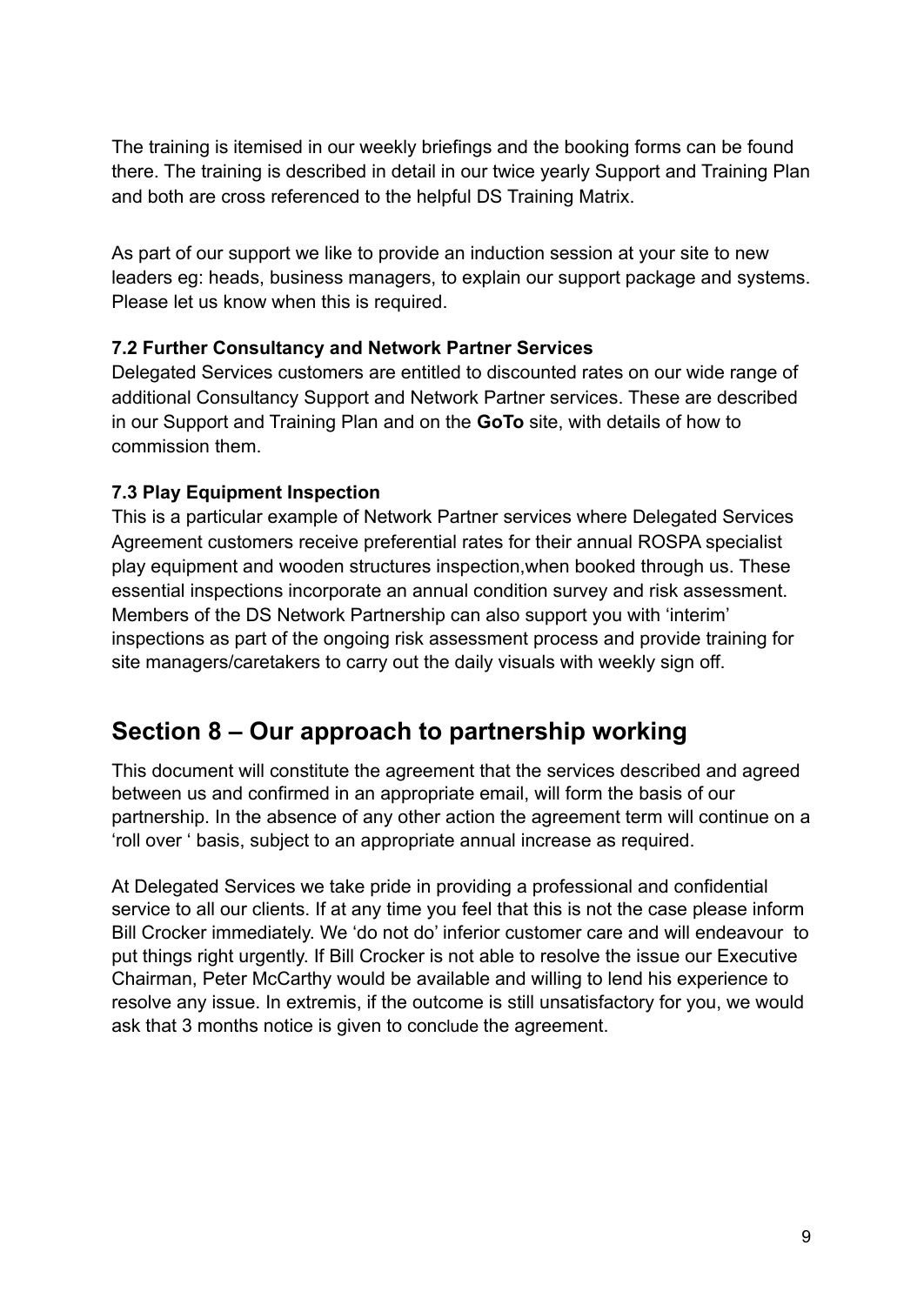The training is itemised in our weekly briefings and the booking forms can be found there. The training is described in detail in our twice yearly Support and Training Plan and both are cross referenced to the helpful DS Training Matrix.

As part of our support we like to provide an induction session at your site to new leaders eg: heads, business managers, to explain our support package and systems. Please let us know when this is required.

### 7.2 Further Consultancy and Network Partner Services

Delegated Services customers are entitled to discounted rates on our wide range of additional Consultancy Support and Network Partner services. These are described in our Support and Training Plan and on the **GoTo** site, with details of how to commission them.

### 7.3 Play Equipment Inspection

This is a particular example of Network Partner services where Delegated Services Agreement customers receive preferential rates for their annual ROSPA specialist play equipment and wooden structures inspection,when booked through us. These essential inspections incorporate an annual condition survey and risk assessment. Members of the DS Network Partnership can also support you with 'interim' inspections as part of the ongoing risk assessment process and provide training for site managers/caretakers to carry out the daily visuals with weekly sign off.

## Section 8 – Our approach to partnership working

This document will constitute the agreement that the services described and agreed between us and confirmed in an appropriate email, will form the basis of our partnership. In the absence of any other action the agreement term will continue on a 'roll over ' basis, subject to an appropriate annual increase as required.

At Delegated Services we take pride in providing a professional and confidential service to all our clients. If at any time you feel that this is not the case please inform Bill Crocker immediately. We 'do not do' inferior customer care and will endeavour to put things right urgently. If Bill Crocker is not able to resolve the issue our Executive Chairman, Peter McCarthy would be available and willing to lend his experience to resolve any issue. In extremis, if the outcome is still unsatisfactory for you, we would ask that 3 months notice is given to conclude the agreement.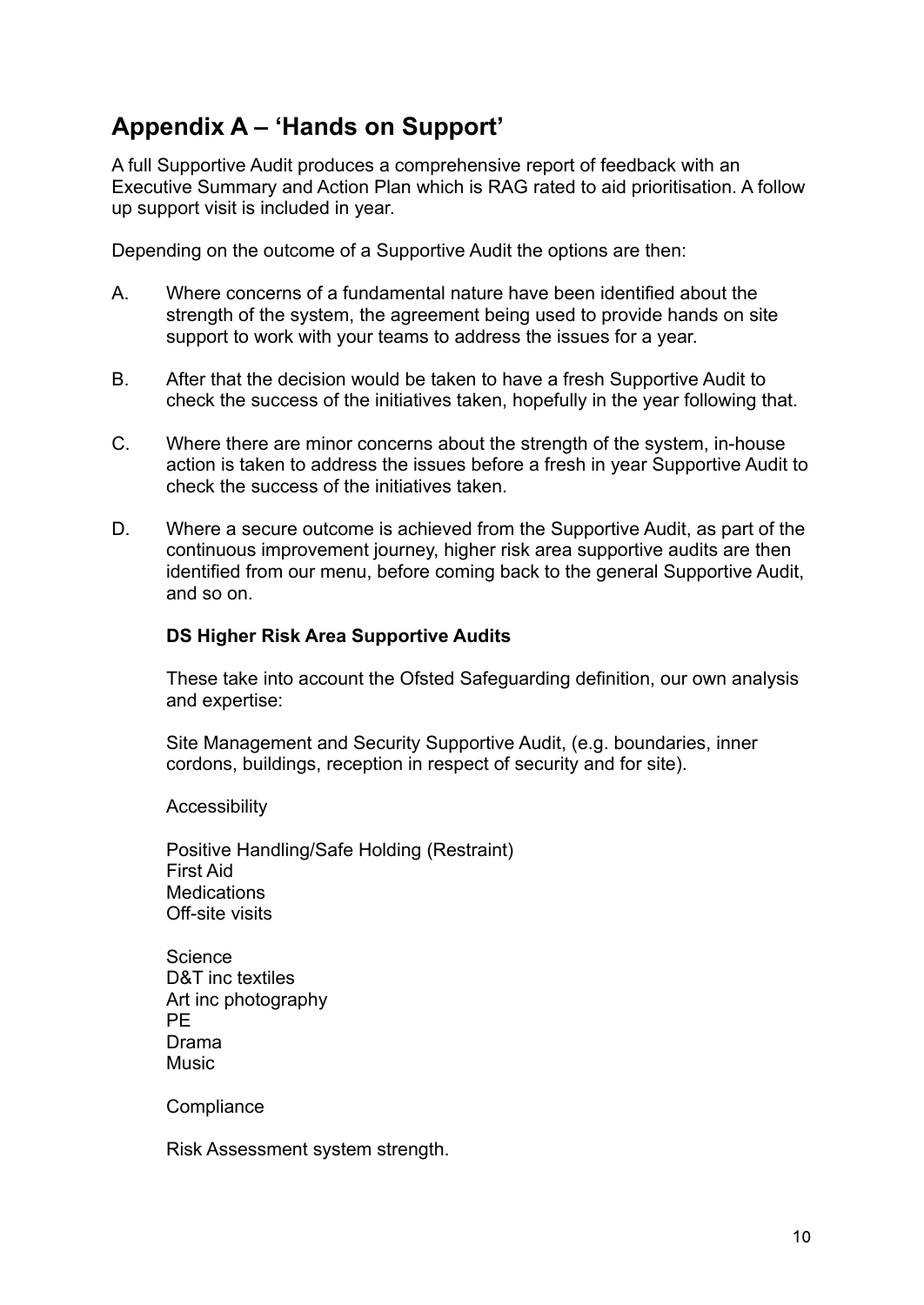## Appendix A – 'Hands on Support'

A full Supportive Audit produces a comprehensive report of feedback with an Executive Summary and Action Plan which is RAG rated to aid prioritisation. A follow up support visit is included in year.

Depending on the outcome of a Supportive Audit the options are then:

A. Where concerns of a fundamental nature have been identified about the strength of the system, the agreement being used to provide hands on site support to work with your teams to address the issues for a year.

B. After that the decision would be taken to have a fresh Supportive Audit to check the success of the initiatives taken, hopefully in the year following that.

C. Where there are minor concerns about the strength of the system, in-house action is taken to address the issues before a fresh in year Supportive Audit to check the success of the initiatives taken.

D. Where a secure outcome is achieved from the Supportive Audit, as part of the continuous improvement journey, higher risk area supportive audits are then identified from our menu, before coming back to the general Supportive Audit, and so on.

**DS Higher Risk Area Supportive Audits**

These take into account the Ofsted Safeguarding definition, our own analysis and expertise:

Site Management and Security Supportive Audit, (e.g. boundaries, inner cordons, buildings, reception in respect of security and for site).

Accessibility

Positive Handling/Safe Holding (Restraint)
First Aid
Medications
Off-site visits

Science
D&T inc textiles
Art inc photography
PE
Drama
Music

Compliance

Risk Assessment system strength.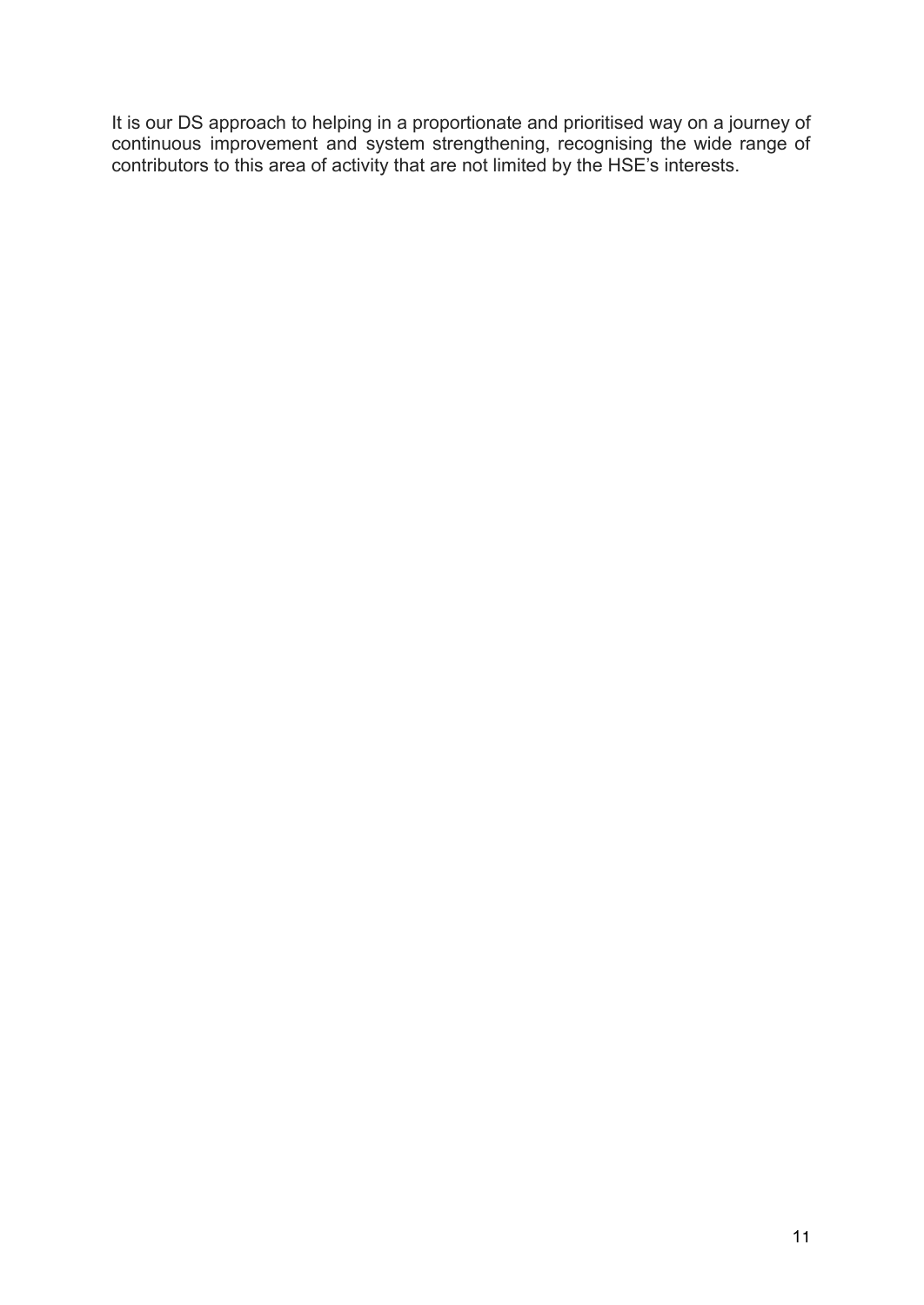It is our DS approach to helping in a proportionate and prioritised way on a journey of continuous improvement and system strengthening, recognising the wide range of contributors to this area of activity that are not limited by the HSE's interests.